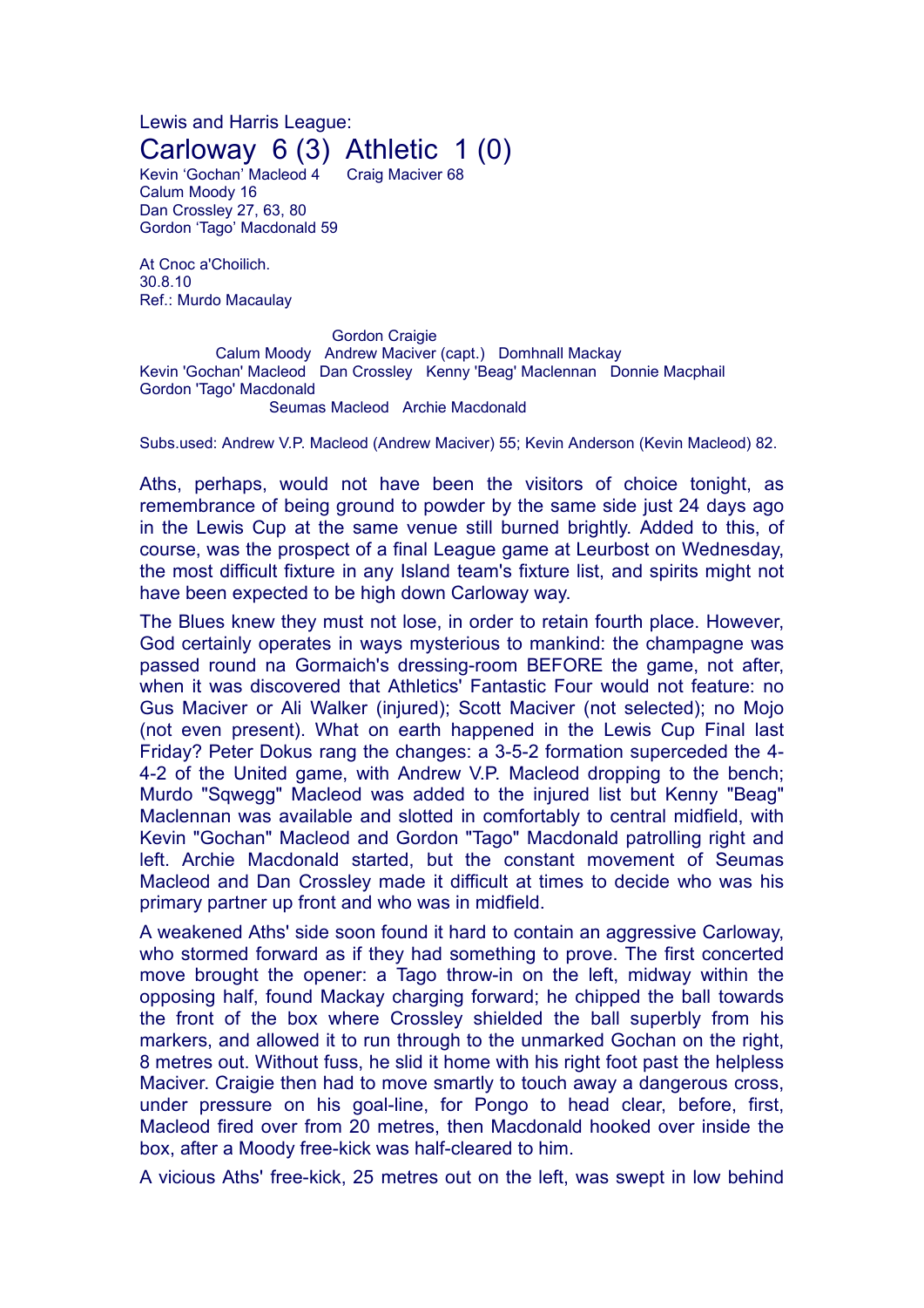Lewis and Harris League:

# Carloway 6 (3) Athletic 1 (0)

Kevin 'Gochan' Macleod 4
Calum Moody 16
Dan Crossley 27, 63, 80
Gordon 'Tago' Macdonald 59

Craig Maciver 68

At Cnoc a'Choilich.
30.8.10
Ref.: Murdo Macaulay

Gordon Craigie
Calum Moody Andrew Maciver (capt.) Domhnall Mackay
Kevin 'Gochan' Macleod Dan Crossley Kenny 'Beag' Maclennan Donnie Macphail Gordon 'Tago' Macdonald
Seumas Macleod Archie Macdonald

Subs.used: Andrew V.P. Macleod (Andrew Maciver) 55; Kevin Anderson (Kevin Macleod) 82.

Aths, perhaps, would not have been the visitors of choice tonight, as remembrance of being ground to powder by the same side just 24 days ago in the Lewis Cup at the same venue still burned brightly. Added to this, of course, was the prospect of a final League game at Leurbost on Wednesday, the most difficult fixture in any Island team's fixture list, and spirits might not have been expected to be high down Carloway way.

The Blues knew they must not lose, in order to retain fourth place. However, God certainly operates in ways mysterious to mankind: the champagne was passed round na Gormaich's dressing-room BEFORE the game, not after, when it was discovered that Athletics' Fantastic Four would not feature: no Gus Maciver or Ali Walker (injured); Scott Maciver (not selected); no Mojo (not even present). What on earth happened in the Lewis Cup Final last Friday? Peter Dokus rang the changes: a 3-5-2 formation superceded the 4-4-2 of the United game, with Andrew V.P. Macleod dropping to the bench; Murdo "Sqwegg" Macleod was added to the injured list but Kenny "Beag" Maclennan was available and slotted in comfortably to central midfield, with Kevin "Gochan" Macleod and Gordon "Tago" Macdonald patrolling right and left. Archie Macdonald started, but the constant movement of Seumas Macleod and Dan Crossley made it difficult at times to decide who was his primary partner up front and who was in midfield.

A weakened Aths' side soon found it hard to contain an aggressive Carloway, who stormed forward as if they had something to prove. The first concerted move brought the opener: a Tago throw-in on the left, midway within the opposing half, found Mackay charging forward; he chipped the ball towards the front of the box where Crossley shielded the ball superbly from his markers, and allowed it to run through to the unmarked Gochan on the right, 8 metres out. Without fuss, he slid it home with his right foot past the helpless Maciver. Craigie then had to move smartly to touch away a dangerous cross, under pressure on his goal-line, for Pongo to head clear, before, first, Macleod fired over from 20 metres, then Macdonald hooked over inside the box, after a Moody free-kick was half-cleared to him.

A vicious Aths' free-kick, 25 metres out on the left, was swept in low behind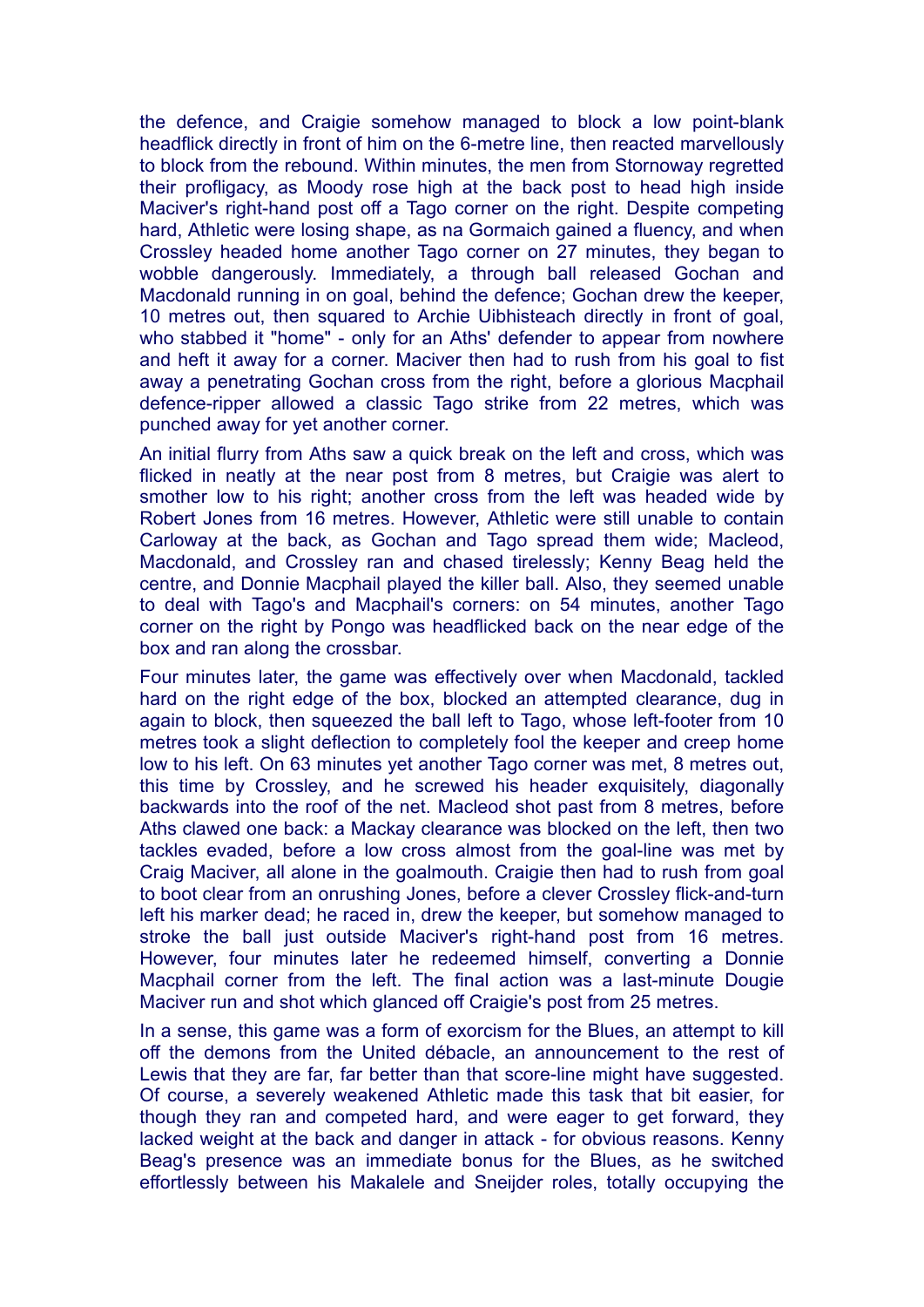the defence, and Craigie somehow managed to block a low point-blank headflick directly in front of him on the 6-metre line, then reacted marvellously to block from the rebound. Within minutes, the men from Stornoway regretted their profligacy, as Moody rose high at the back post to head high inside Maciver's right-hand post off a Tago corner on the right. Despite competing hard, Athletic were losing shape, as na Gormaich gained a fluency, and when Crossley headed home another Tago corner on 27 minutes, they began to wobble dangerously. Immediately, a through ball released Gochan and Macdonald running in on goal, behind the defence; Gochan drew the keeper, 10 metres out, then squared to Archie Uibhisteach directly in front of goal, who stabbed it "home" - only for an Aths' defender to appear from nowhere and heft it away for a corner. Maciver then had to rush from his goal to fist away a penetrating Gochan cross from the right, before a glorious Macphail defence-ripper allowed a classic Tago strike from 22 metres, which was punched away for yet another corner.

An initial flurry from Aths saw a quick break on the left and cross, which was flicked in neatly at the near post from 8 metres, but Craigie was alert to smother low to his right; another cross from the left was headed wide by Robert Jones from 16 metres. However, Athletic were still unable to contain Carloway at the back, as Gochan and Tago spread them wide; Macleod, Macdonald, and Crossley ran and chased tirelessly; Kenny Beag held the centre, and Donnie Macphail played the killer ball. Also, they seemed unable to deal with Tago's and Macphail's corners: on 54 minutes, another Tago corner on the right by Pongo was headflicked back on the near edge of the box and ran along the crossbar.

Four minutes later, the game was effectively over when Macdonald, tackled hard on the right edge of the box, blocked an attempted clearance, dug in again to block, then squeezed the ball left to Tago, whose left-footer from 10 metres took a slight deflection to completely fool the keeper and creep home low to his left. On 63 minutes yet another Tago corner was met, 8 metres out, this time by Crossley, and he screwed his header exquisitely, diagonally backwards into the roof of the net. Macleod shot past from 8 metres, before Aths clawed one back: a Mackay clearance was blocked on the left, then two tackles evaded, before a low cross almost from the goal-line was met by Craig Maciver, all alone in the goalmouth. Craigie then had to rush from goal to boot clear from an onrushing Jones, before a clever Crossley flick-and-turn left his marker dead; he raced in, drew the keeper, but somehow managed to stroke the ball just outside Maciver's right-hand post from 16 metres. However, four minutes later he redeemed himself, converting a Donnie Macphail corner from the left. The final action was a last-minute Dougie Maciver run and shot which glanced off Craigie's post from 25 metres.

In a sense, this game was a form of exorcism for the Blues, an attempt to kill off the demons from the United débacle, an announcement to the rest of Lewis that they are far, far better than that score-line might have suggested. Of course, a severely weakened Athletic made this task that bit easier, for though they ran and competed hard, and were eager to get forward, they lacked weight at the back and danger in attack - for obvious reasons. Kenny Beag's presence was an immediate bonus for the Blues, as he switched effortlessly between his Makalele and Sneijder roles, totally occupying the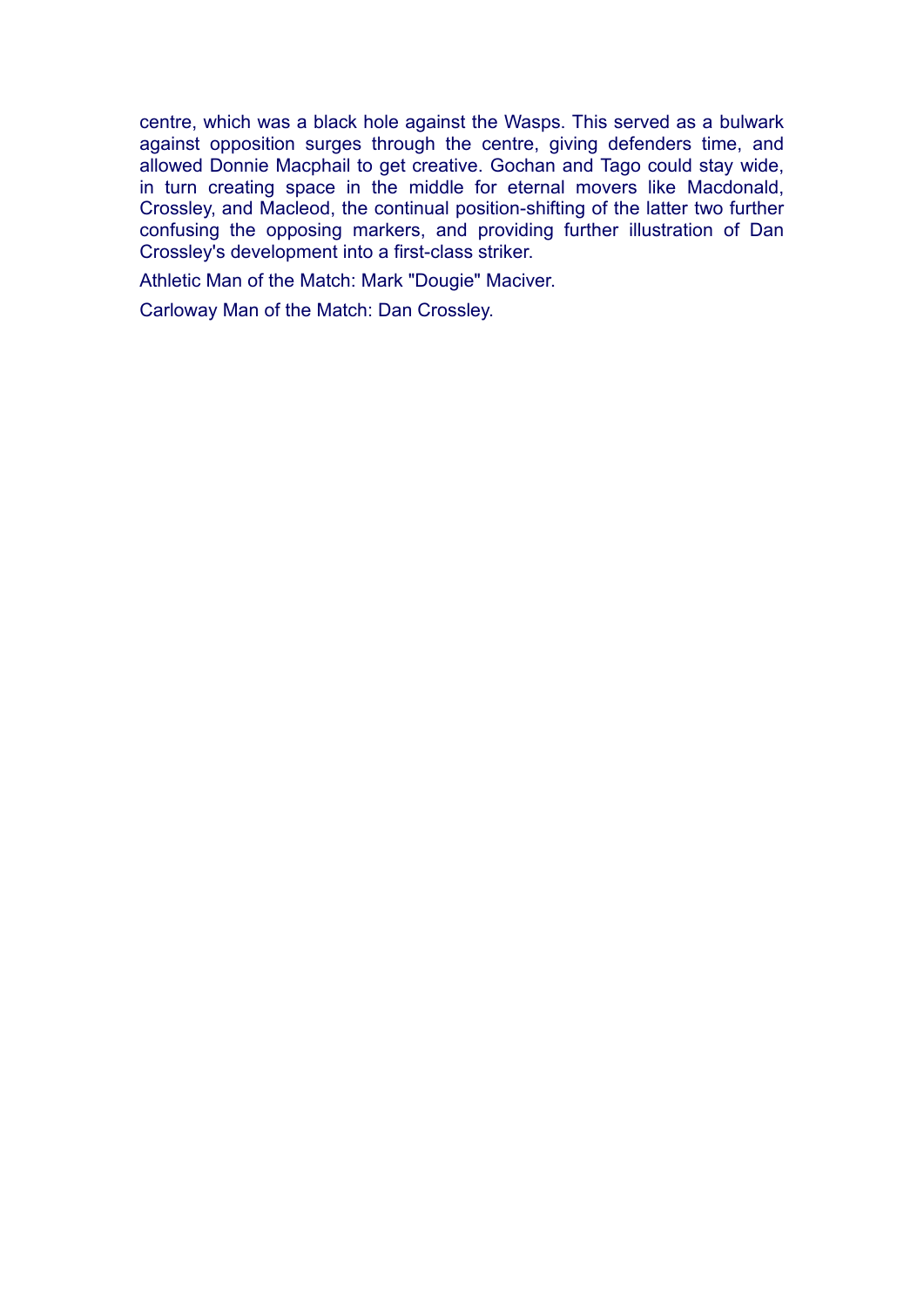centre, which was a black hole against the Wasps. This served as a bulwark against opposition surges through the centre, giving defenders time, and allowed Donnie Macphail to get creative. Gochan and Tago could stay wide, in turn creating space in the middle for eternal movers like Macdonald, Crossley, and Macleod, the continual position-shifting of the latter two further confusing the opposing markers, and providing further illustration of Dan Crossley's development into a first-class striker.

Athletic Man of the Match: Mark "Dougie" Maciver.

Carloway Man of the Match: Dan Crossley.